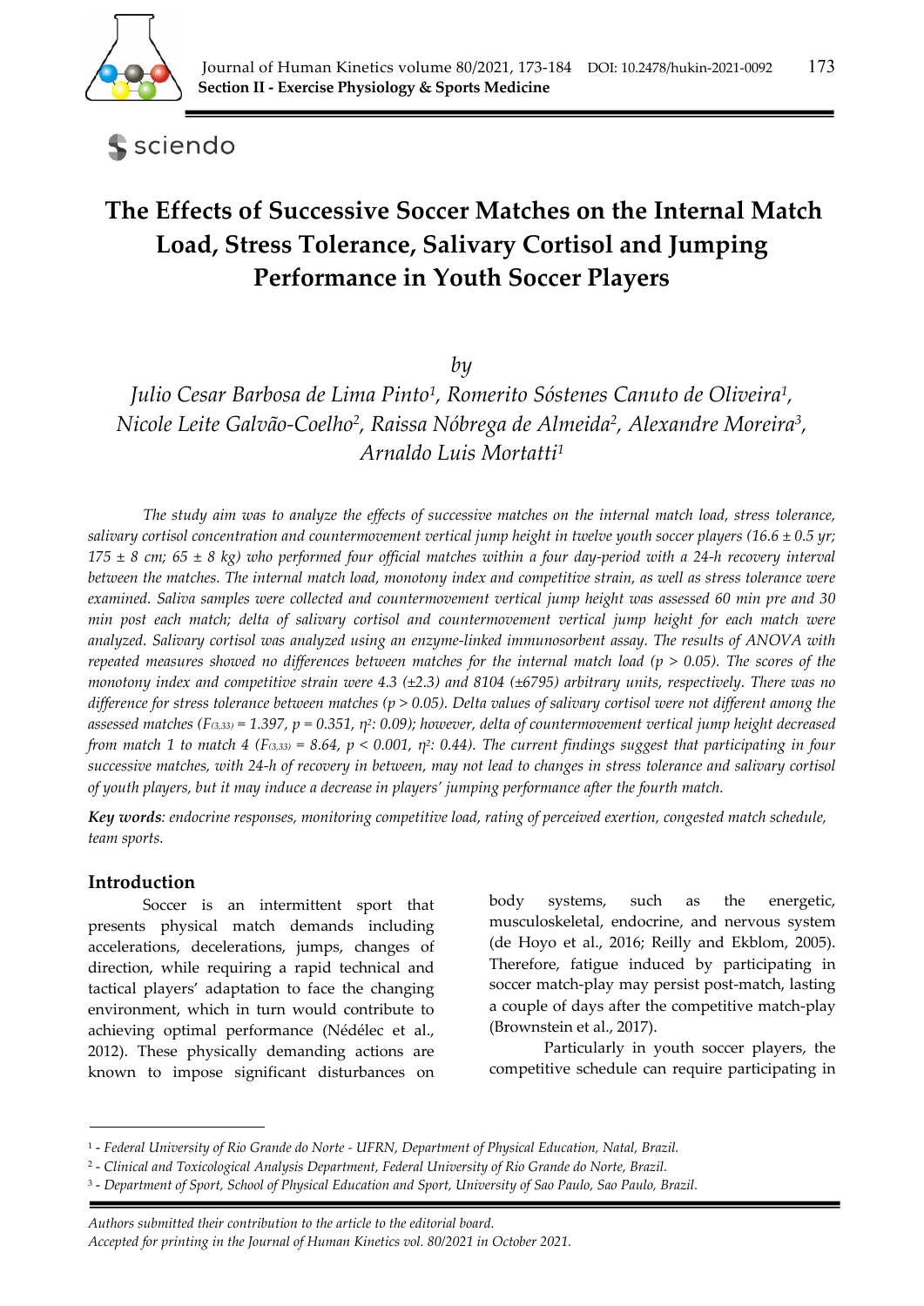# The Effects of Successive Soccer Matches on the Internal Match Load, Stress Tolerance, Salivary Cortisol and Jumping Performance in Youth Soccer Players

*by*

*Julio Cesar Barbosa de Lima Pinto[1], Romerito Sóstenes Canuto de Oliveira[1], Nicole Leite Galvão-Coelho[2], Raissa Nóbrega de Almeida[2], Alexandre Moreira[3], Arnaldo Luis Mortatti[1]*

*The study aim was to analyze the effects of successive matches on the internal match load, stress tolerance, salivary cortisol concentration and countermovement vertical jump height in twelve youth soccer players (16.6 ± 0.5 yr; 175 ± 8 cm; 65 ± 8 kg) who performed four official matches within a four day-period with a 24-h recovery interval between the matches. The internal match load, monotony index and competitive strain, as well as stress tolerance were examined. Saliva samples were collected and countermovement vertical jump height was assessed 60 min pre and 30 min post each match; delta of salivary cortisol and countermovement vertical jump height for each match were analyzed. Salivary cortisol was analyzed using an enzyme-linked immunosorbent assay. The results of ANOVA with repeated measures showed no differences between matches for the internal match load ($p > 0.05$). The scores of the monotony index and competitive strain were 4.3 (±2.3) and 8104 (±6795) arbitrary units, respectively. There was no difference for stress tolerance between matches ($p > 0.05$). Delta values of salivary cortisol were not different among the assessed matches ($F_{(3,33)} = 1.397$, $p = 0.351$, $\eta^2$: 0.09); however, delta of countermovement vertical jump height decreased from match 1 to match 4 ($F_{(3,33)} = 8.64$, $p < 0.001$, $\eta^2$: 0.44). The current findings suggest that participating in four successive matches, with 24-h of recovery in between, may not lead to changes in stress tolerance and salivary cortisol of youth players, but it may induce a decrease in players' jumping performance after the fourth match.*

***Key words**: endocrine responses, monitoring competitive load, rating of perceived exertion, congested match schedule, team sports.*

## Introduction

Soccer is an intermittent sport that presents physical match demands including accelerations, decelerations, jumps, changes of direction, while requiring a rapid technical and tactical players' adaptation to face the changing environment, which in turn would contribute to achieving optimal performance (Nédélec et al., 2012). These physically demanding actions are known to impose significant disturbances on body systems, such as the energetic, musculoskeletal, endocrine, and nervous system (de Hoyo et al., 2016; Reilly and Ekblom, 2005). Therefore, fatigue induced by participating in soccer match-play may persist post-match, lasting a couple of days after the competitive match-play (Brownstein et al., 2017).

Particularly in youth soccer players, the competitive schedule can require participating in

---

[1] - *Federal University of Rio Grande do Norte - UFRN, Department of Physical Education, Natal, Brazil.*
[2] - *Clinical and Toxicological Analysis Department, Federal University of Rio Grande do Norte, Brazil.*
[3] - *Department of Sport, School of Physical Education and Sport, University of Sao Paulo, Sao Paulo, Brazil.*

*Authors submitted their contribution to the article to the editorial board.*
*Accepted for printing in the Journal of Human Kinetics vol. 80/2021 in October 2021.*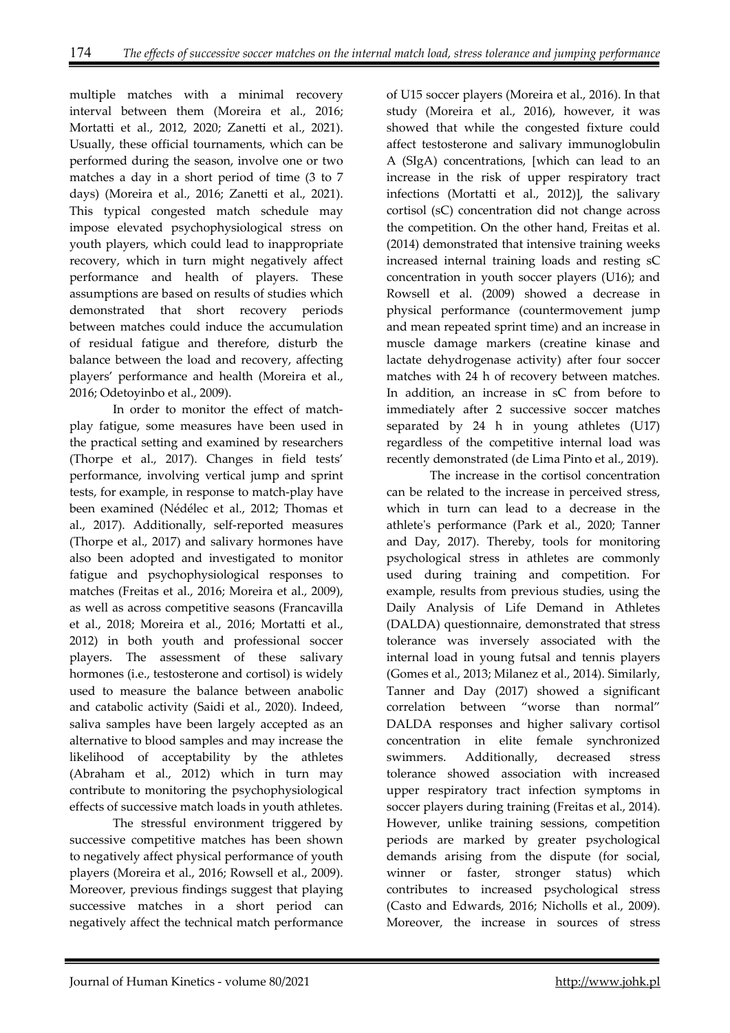multiple matches with a minimal recovery interval between them (Moreira et al., 2016; Mortatti et al., 2012, 2020; Zanetti et al., 2021). Usually, these official tournaments, which can be performed during the season, involve one or two matches a day in a short period of time (3 to 7 days) (Moreira et al., 2016; Zanetti et al., 2021). This typical congested match schedule may impose elevated psychophysiological stress on youth players, which could lead to inappropriate recovery, which in turn might negatively affect performance and health of players. These assumptions are based on results of studies which demonstrated that short recovery periods between matches could induce the accumulation of residual fatigue and therefore, disturb the balance between the load and recovery, affecting players' performance and health (Moreira et al., 2016; Odetoyinbo et al., 2009).

In order to monitor the effect of match-play fatigue, some measures have been used in the practical setting and examined by researchers (Thorpe et al., 2017). Changes in field tests' performance, involving vertical jump and sprint tests, for example, in response to match-play have been examined (Nédélec et al., 2012; Thomas et al., 2017). Additionally, self-reported measures (Thorpe et al., 2017) and salivary hormones have also been adopted and investigated to monitor fatigue and psychophysiological responses to matches (Freitas et al., 2016; Moreira et al., 2009), as well as across competitive seasons (Francavilla et al., 2018; Moreira et al., 2016; Mortatti et al., 2012) in both youth and professional soccer players. The assessment of these salivary hormones (i.e., testosterone and cortisol) is widely used to measure the balance between anabolic and catabolic activity (Saidi et al., 2020). Indeed, saliva samples have been largely accepted as an alternative to blood samples and may increase the likelihood of acceptability by the athletes (Abraham et al., 2012) which in turn may contribute to monitoring the psychophysiological effects of successive match loads in youth athletes.

The stressful environment triggered by successive competitive matches has been shown to negatively affect physical performance of youth players (Moreira et al., 2016; Rowsell et al., 2009). Moreover, previous findings suggest that playing successive matches in a short period can negatively affect the technical match performance of U15 soccer players (Moreira et al., 2016). In that study (Moreira et al., 2016), however, it was showed that while the congested fixture could affect testosterone and salivary immunoglobulin A (SIgA) concentrations, [which can lead to an increase in the risk of upper respiratory tract infections (Mortatti et al., 2012)], the salivary cortisol (sC) concentration did not change across the competition. On the other hand, Freitas et al. (2014) demonstrated that intensive training weeks increased internal training loads and resting sC concentration in youth soccer players (U16); and Rowsell et al. (2009) showed a decrease in physical performance (countermovement jump and mean repeated sprint time) and an increase in muscle damage markers (creatine kinase and lactate dehydrogenase activity) after four soccer matches with 24 h of recovery between matches. In addition, an increase in sC from before to immediately after 2 successive soccer matches separated by 24 h in young athletes (U17) regardless of the competitive internal load was recently demonstrated (de Lima Pinto et al., 2019).

The increase in the cortisol concentration can be related to the increase in perceived stress, which in turn can lead to a decrease in the athlete's performance (Park et al., 2020; Tanner and Day, 2017). Thereby, tools for monitoring psychological stress in athletes are commonly used during training and competition. For example, results from previous studies, using the Daily Analysis of Life Demand in Athletes (DALDA) questionnaire, demonstrated that stress tolerance was inversely associated with the internal load in young futsal and tennis players (Gomes et al., 2013; Milanez et al., 2014). Similarly, Tanner and Day (2017) showed a significant correlation between "worse than normal" DALDA responses and higher salivary cortisol concentration in elite female synchronized swimmers. Additionally, decreased stress tolerance showed association with increased upper respiratory tract infection symptoms in soccer players during training (Freitas et al., 2014). However, unlike training sessions, competition periods are marked by greater psychological demands arising from the dispute (for social, winner or faster, stronger status) which contributes to increased psychological stress (Casto and Edwards, 2016; Nicholls et al., 2009). Moreover, the increase in sources of stress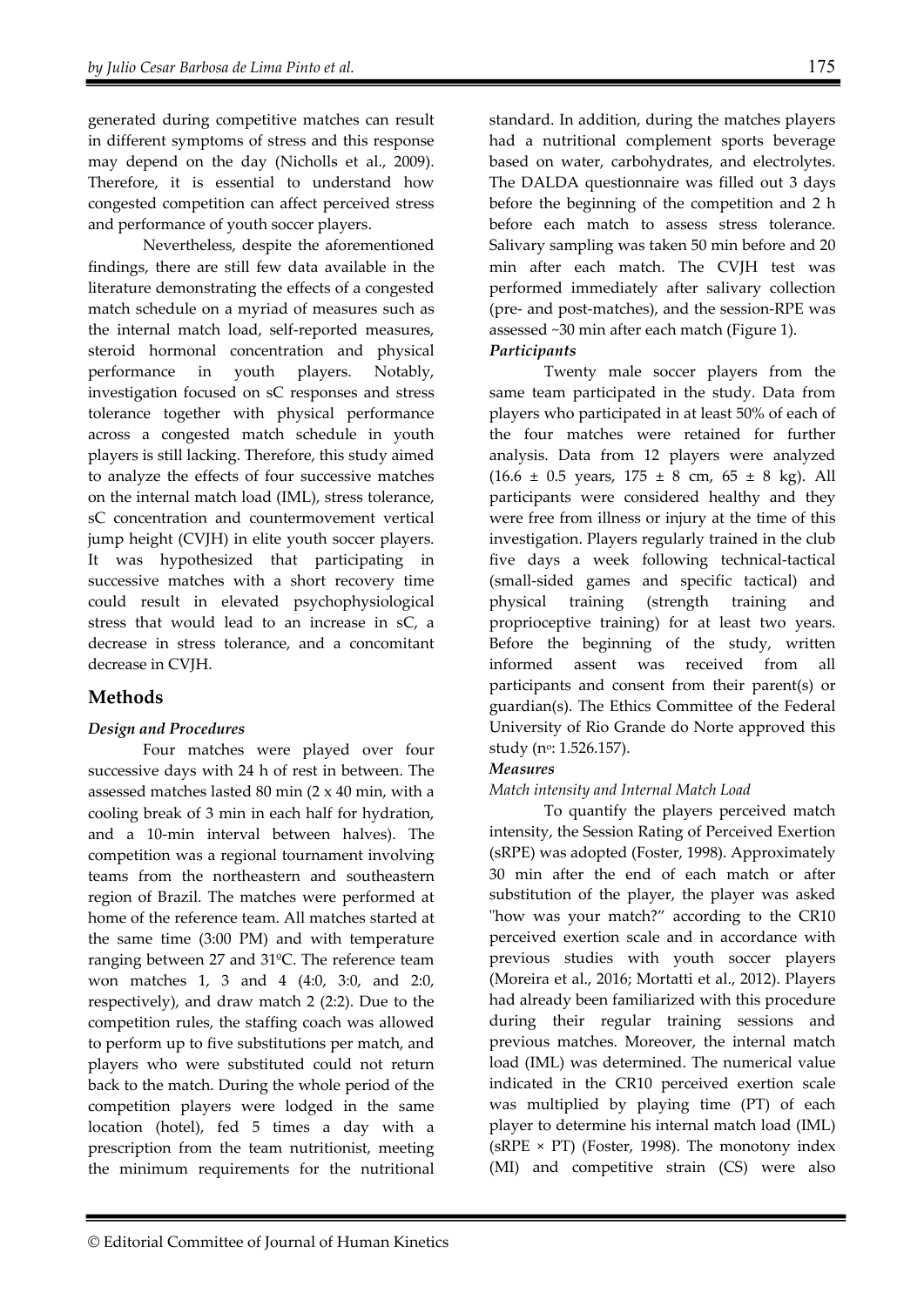generated during competitive matches can result in different symptoms of stress and this response may depend on the day (Nicholls et al., 2009). Therefore, it is essential to understand how congested competition can affect perceived stress and performance of youth soccer players.

Nevertheless, despite the aforementioned findings, there are still few data available in the literature demonstrating the effects of a congested match schedule on a myriad of measures such as the internal match load, self-reported measures, steroid hormonal concentration and physical performance in youth players. Notably, investigation focused on sC responses and stress tolerance together with physical performance across a congested match schedule in youth players is still lacking. Therefore, this study aimed to analyze the effects of four successive matches on the internal match load (IML), stress tolerance, sC concentration and countermovement vertical jump height (CVJH) in elite youth soccer players. It was hypothesized that participating in successive matches with a short recovery time could result in elevated psychophysiological stress that would lead to an increase in sC, a decrease in stress tolerance, and a concomitant decrease in CVJH.

## Methods

### *Design and Procedures*

Four matches were played over four successive days with 24 h of rest in between. The assessed matches lasted 80 min (2 x 40 min, with a cooling break of 3 min in each half for hydration, and a 10-min interval between halves). The competition was a regional tournament involving teams from the northeastern and southeastern region of Brazil. The matches were performed at home of the reference team. All matches started at the same time (3:00 PM) and with temperature ranging between 27 and 31ºC. The reference team won matches 1, 3 and 4 (4:0, 3:0, and 2:0, respectively), and draw match 2 (2:2). Due to the competition rules, the staffing coach was allowed to perform up to five substitutions per match, and players who were substituted could not return back to the match. During the whole period of the competition players were lodged in the same location (hotel), fed 5 times a day with a prescription from the team nutritionist, meeting the minimum requirements for the nutritional standard. In addition, during the matches players had a nutritional complement sports beverage based on water, carbohydrates, and electrolytes. The DALDA questionnaire was filled out 3 days before the beginning of the competition and 2 h before each match to assess stress tolerance. Salivary sampling was taken 50 min before and 20 min after each match. The CVJH test was performed immediately after salivary collection (pre- and post-matches), and the session-RPE was assessed ~30 min after each match (Figure 1).

### *Participants*

Twenty male soccer players from the same team participated in the study. Data from players who participated in at least 50% of each of the four matches were retained for further analysis. Data from 12 players were analyzed (16.6 ± 0.5 years, 175 ± 8 cm, 65 ± 8 kg). All participants were considered healthy and they were free from illness or injury at the time of this investigation. Players regularly trained in the club five days a week following technical-tactical (small-sided games and specific tactical) and physical training (strength training and proprioceptive training) for at least two years. Before the beginning of the study, written informed assent was received from all participants and consent from their parent(s) or guardian(s). The Ethics Committee of the Federal University of Rio Grande do Norte approved this study (nº: 1.526.157).

### *Measures*

*Match intensity and Internal Match Load*

To quantify the players perceived match intensity, the Session Rating of Perceived Exertion (sRPE) was adopted (Foster, 1998). Approximately 30 min after the end of each match or after substitution of the player, the player was asked "how was your match?" according to the CR10 perceived exertion scale and in accordance with previous studies with youth soccer players (Moreira et al., 2016; Mortatti et al., 2012). Players had already been familiarized with this procedure during their regular training sessions and previous matches. Moreover, the internal match load (IML) was determined. The numerical value indicated in the CR10 perceived exertion scale was multiplied by playing time (PT) of each player to determine his internal match load (IML) (sRPE × PT) (Foster, 1998). The monotony index (MI) and competitive strain (CS) were also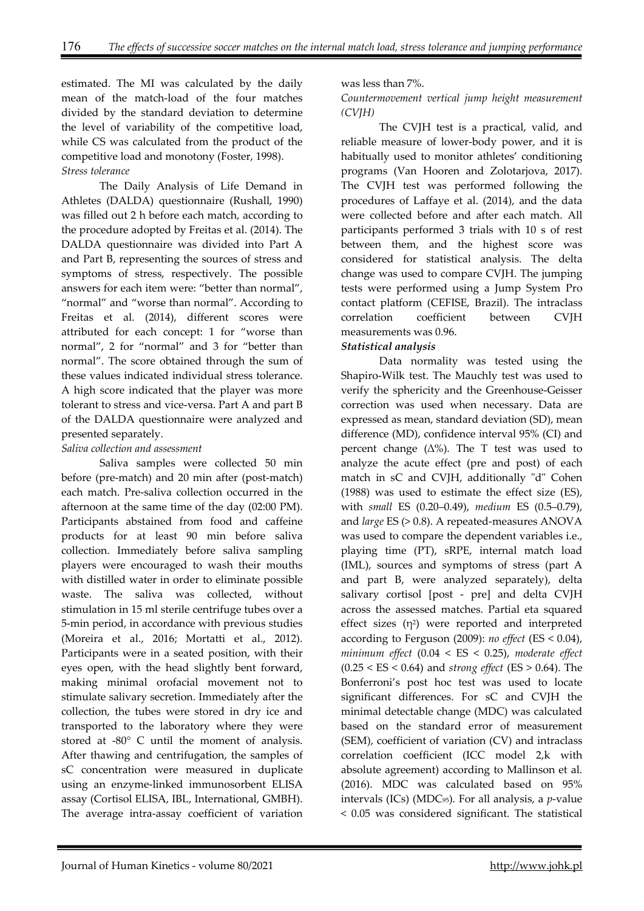estimated. The MI was calculated by the daily mean of the match-load of the four matches divided by the standard deviation to determine the level of variability of the competitive load, while CS was calculated from the product of the competitive load and monotony (Foster, 1998).

*Stress tolerance*

The Daily Analysis of Life Demand in Athletes (DALDA) questionnaire (Rushall, 1990) was filled out 2 h before each match, according to the procedure adopted by Freitas et al. (2014). The DALDA questionnaire was divided into Part A and Part B, representing the sources of stress and symptoms of stress, respectively. The possible answers for each item were: "better than normal", "normal" and "worse than normal". According to Freitas et al. (2014), different scores were attributed for each concept: 1 for "worse than normal", 2 for "normal" and 3 for "better than normal". The score obtained through the sum of these values indicated individual stress tolerance. A high score indicated that the player was more tolerant to stress and vice-versa. Part A and part B of the DALDA questionnaire were analyzed and presented separately.

*Saliva collection and assessment*

Saliva samples were collected 50 min before (pre-match) and 20 min after (post-match) each match. Pre-saliva collection occurred in the afternoon at the same time of the day (02:00 PM). Participants abstained from food and caffeine products for at least 90 min before saliva collection. Immediately before saliva sampling players were encouraged to wash their mouths with distilled water in order to eliminate possible waste. The saliva was collected, without stimulation in 15 ml sterile centrifuge tubes over a 5-min period, in accordance with previous studies (Moreira et al., 2016; Mortatti et al., 2012). Participants were in a seated position, with their eyes open, with the head slightly bent forward, making minimal orofacial movement not to stimulate salivary secretion. Immediately after the collection, the tubes were stored in dry ice and transported to the laboratory where they were stored at -80° C until the moment of analysis. After thawing and centrifugation, the samples of sC concentration were measured in duplicate using an enzyme-linked immunosorbent ELISA assay (Cortisol ELISA, IBL, International, GMBH). The average intra-assay coefficient of variation was less than 7%.

*Countermovement vertical jump height measurement (CVJH)*

The CVJH test is a practical, valid, and reliable measure of lower-body power, and it is habitually used to monitor athletes' conditioning programs (Van Hooren and Zolotarjova, 2017). The CVJH test was performed following the procedures of Laffaye et al. (2014), and the data were collected before and after each match. All participants performed 3 trials with 10 s of rest between them, and the highest score was considered for statistical analysis. The delta change was used to compare CVJH. The jumping tests were performed using a Jump System Pro contact platform (CEFISE, Brazil). The intraclass correlation coefficient between CVJH measurements was 0.96.

***Statistical analysis***

Data normality was tested using the Shapiro-Wilk test. The Mauchly test was used to verify the sphericity and the Greenhouse-Geisser correction was used when necessary. Data are expressed as mean, standard deviation (SD), mean difference (MD), confidence interval 95% (CI) and percent change (Δ%). The T test was used to analyze the acute effect (pre and post) of each match in sC and CVJH, additionally "d" Cohen (1988) was used to estimate the effect size (ES), with *small* ES (0.20–0.49), *medium* ES (0.5–0.79), and *large* ES (> 0.8). A repeated-measures ANOVA was used to compare the dependent variables i.e., playing time (PT), sRPE, internal match load (IML), sources and symptoms of stress (part A and part B, were analyzed separately), delta salivary cortisol [post - pre] and delta CVJH across the assessed matches. Partial eta squared effect sizes ($\eta^2$) were reported and interpreted according to Ferguson (2009): *no effect* (ES < 0.04), *minimum effect* (0.04 < ES < 0.25), *moderate effect* (0.25 < ES < 0.64) and *strong effect* (ES > 0.64). The Bonferroni's post hoc test was used to locate significant differences. For sC and CVJH the minimal detectable change (MDC) was calculated based on the standard error of measurement (SEM), coefficient of variation (CV) and intraclass correlation coefficient (ICC model 2,k with absolute agreement) according to Mallinson et al. (2016). MDC was calculated based on 95% intervals (ICs) ($MDC_{95}$). For all analysis, a *p*-value < 0.05 was considered significant. The statistical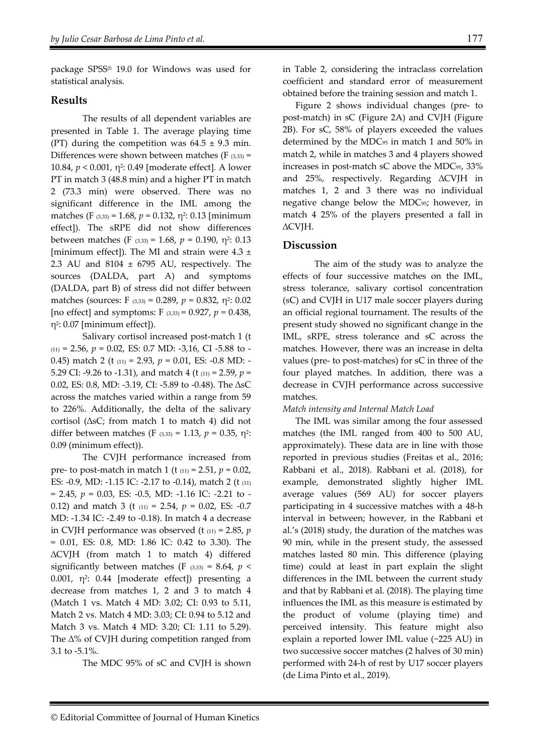package SPSS® 19.0 for Windows was used for statistical analysis.

## Results

The results of all dependent variables are presented in Table 1. The average playing time (PT) during the competition was 64.5 ± 9.3 min. Differences were shown between matches ($F_{(3,33)}$ = 10.84, $p < 0.001$, $\eta^2$: 0.49 [moderate effect]. A lower PT in match 3 (48.8 min) and a higher PT in match 2 (73.3 min) were observed. There was no significant difference in the IML among the matches ($F_{(3,33)}$ = 1.68, $p$ = 0.132, $\eta^2$: 0.13 [minimum effect]). The sRPE did not show differences between matches ($F_{(3,33)}$ = 1.68, $p$ = 0.190, $\eta^2$: 0.13 [minimum effect]). The MI and strain were 4.3 ± 2.3 AU and 8104 ± 6795 AU, respectively. The sources (DALDA, part A) and symptoms (DALDA, part B) of stress did not differ between matches (sources: $F_{(3,33)}$ = 0.289, $p$ = 0.832, $\eta^2$: 0.02 [no effect] and symptoms: $F_{(3,33)}$ = 0.927, $p$ = 0.438, $\eta^2$: 0.07 [minimum effect]).

Salivary cortisol increased post-match 1 ($t_{(11)}$ = 2.56, $p$ = 0.02, ES: 0.7 MD: -3,16, CI -5.88 to -0.45) match 2 ($t_{(11)}$ = 2.93, $p$ = 0.01, ES: -0.8 MD: -5.29 CI: -9.26 to -1.31), and match 4 ($t_{(11)}$ = 2.59, $p$ = 0.02, ES: 0.8, MD: -3.19, CI: -5.89 to -0.48). The ΔsC across the matches varied within a range from 59 to 226%. Additionally, the delta of the salivary cortisol (ΔsC; from match 1 to match 4) did not differ between matches ($F_{(3,33)}$ = 1.13, $p$ = 0.35, $\eta^2$: 0.09 (minimum effect)).

The CVJH performance increased from pre- to post-match in match 1 ($t_{(11)}$ = 2.51, $p$ = 0.02, ES: -0.9, MD: -1.15 IC: -2.17 to -0.14), match 2 ($t_{(11)}$ = 2.45, $p$ = 0.03, ES: -0.5, MD: -1.16 IC: -2.21 to -0.12) and match 3 ($t_{(11)}$ = 2.54, $p$ = 0.02, ES: -0.7 MD: -1.34 IC: -2.49 to -0.18). In match 4 a decrease in CVJH performance was observed ($t_{(11)}$ = 2.85, $p$ = 0.01, ES: 0.8, MD: 1.86 IC: 0.42 to 3.30). The ΔCVJH (from match 1 to match 4) differed significantly between matches ($F_{(3,33)}$ = 8.64, $p$ < 0.001, $\eta^2$: 0.44 [moderate effect]) presenting a decrease from matches 1, 2 and 3 to match 4 (Match 1 vs. Match 4 MD: 3.02; CI: 0.93 to 5.11, Match 2 vs. Match 4 MD: 3.03; CI: 0.94 to 5.12 and Match 3 vs. Match 4 MD: 3.20; CI: 1.11 to 5.29). The Δ% of CVJH during competition ranged from 3.1 to -5.1%.

The MDC 95% of sC and CVJH is shown in Table 2, considering the intraclass correlation coefficient and standard error of measurement obtained before the training session and match 1.

Figure 2 shows individual changes (pre- to post-match) in sC (Figure 2A) and CVJH (Figure 2B). For sC, 58% of players exceeded the values determined by the $MDC_{95}$ in match 1 and 50% in match 2, while in matches 3 and 4 players showed increases in post-match sC above the $MDC_{95}$, 33% and 25%, respectively. Regarding ΔCVJH in matches 1, 2 and 3 there was no individual negative change below the $MDC_{95}$; however, in match 4 25% of the players presented a fall in ΔCVJH.

## Discussion

The aim of the study was to analyze the effects of four successive matches on the IML, stress tolerance, salivary cortisol concentration (sC) and CVJH in U17 male soccer players during an official regional tournament. The results of the present study showed no significant change in the IML, sRPE, stress tolerance and sC across the matches. However, there was an increase in delta values (pre- to post-matches) for sC in three of the four played matches. In addition, there was a decrease in CVJH performance across successive matches.

*Match intensity and Internal Match Load*

The IML was similar among the four assessed matches (the IML ranged from 400 to 500 AU, approximately). These data are in line with those reported in previous studies (Freitas et al., 2016; Rabbani et al., 2018). Rabbani et al. (2018), for example, demonstrated slightly higher IML average values (569 AU) for soccer players participating in 4 successive matches with a 48-h interval in between; however, in the Rabbani et al.'s (2018) study, the duration of the matches was 90 min, while in the present study, the assessed matches lasted 80 min. This difference (playing time) could at least in part explain the slight differences in the IML between the current study and that by Rabbani et al. (2018). The playing time influences the IML as this measure is estimated by the product of volume (playing time) and perceived intensity. This feature might also explain a reported lower IML value (~225 AU) in two successive soccer matches (2 halves of 30 min) performed with 24-h of rest by U17 soccer players (de Lima Pinto et al., 2019).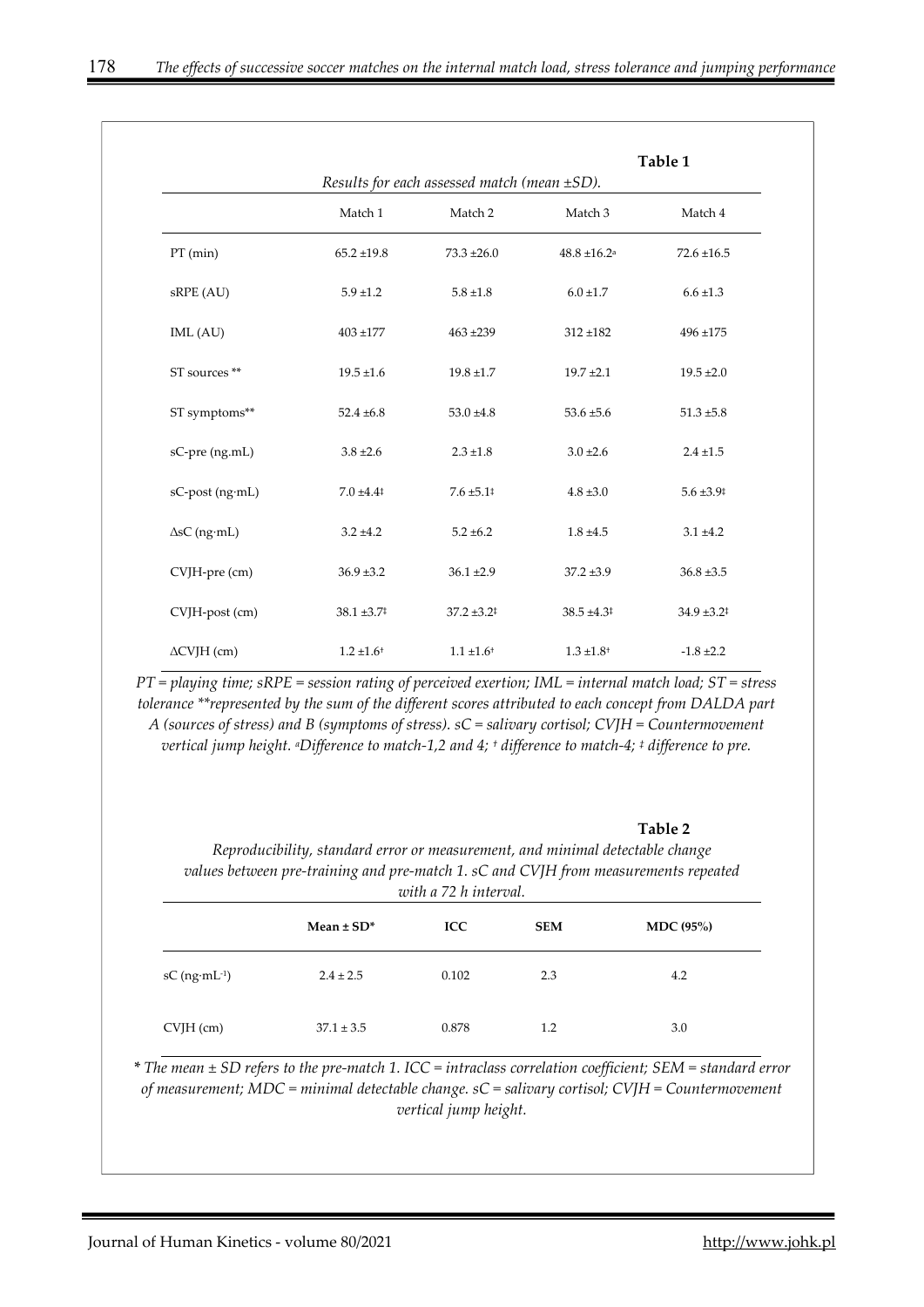**Table 1**

*Results for each assessed match (mean ±SD).*

| | Match 1 | Match 2 | Match 3 | Match 4 |
|---|---|---|---|---|
| PT (min) | 65.2 ±19.8 | 73.3 ±26.0 | 48.8 ±16.2[a] | 72.6 ±16.5 |
| sRPE (AU) | 5.9 ±1.2 | 5.8 ±1.8 | 6.0 ±1.7 | 6.6 ±1.3 |
| IML (AU) | 403 ±177 | 463 ±239 | 312 ±182 | 496 ±175 |
| ST sources ** | 19.5 ±1.6 | 19.8 ±1.7 | 19.7 ±2.1 | 19.5 ±2.0 |
| ST symptoms** | 52.4 ±6.8 | 53.0 ±4.8 | 53.6 ±5.6 | 51.3 ±5.8 |
| sC-pre (ng.mL) | 3.8 ±2.6 | 2.3 ±1.8 | 3.0 ±2.6 | 2.4 ±1.5 |
| sC-post (ng·mL) | 7.0 ±4.4‡ | 7.6 ±5.1‡ | 4.8 ±3.0 | 5.6 ±3.9‡ |
| ΔsC (ng·mL) | 3.2 ±4.2 | 5.2 ±6.2 | 1.8 ±4.5 | 3.1 ±4.2 |
| CVJH-pre (cm) | 36.9 ±3.2 | 36.1 ±2.9 | 37.2 ±3.9 | 36.8 ±3.5 |
| CVJH-post (cm) | 38.1 ±3.7‡ | 37.2 ±3.2‡ | 38.5 ±4.3‡ | 34.9 ±3.2‡ |
| ΔCVJH (cm) | 1.2 ±1.6† | 1.1 ±1.6† | 1.3 ±1.8† | -1.8 ±2.2 |

*PT = playing time; sRPE = session rating of perceived exertion; IML = internal match load; ST = stress tolerance **represented by the sum of the different scores attributed to each concept from DALDA part A (sources of stress) and B (symptoms of stress). sC = salivary cortisol; CVJH = Countermovement vertical jump height. [a]Difference to match-1,2 and 4; † difference to match-4; ‡ difference to pre.*

**Table 2**

*Reproducibility, standard error or measurement, and minimal detectable change values between pre-training and pre-match 1. sC and CVJH from measurements repeated with a 72 h interval.*

| | Mean ± SD* | ICC | SEM | MDC (95%) |
|---|---|---|---|---|
| sC ($ng{\cdot}mL^{-1}$) | 2.4 ± 2.5 | 0.102 | 2.3 | 4.2 |
| CVJH (cm) | 37.1 ± 3.5 | 0.878 | 1.2 | 3.0 |

*\* The mean ± SD refers to the pre-match 1. ICC = intraclass correlation coefficient; SEM = standard error of measurement; MDC = minimal detectable change. sC = salivary cortisol; CVJH = Countermovement vertical jump height.*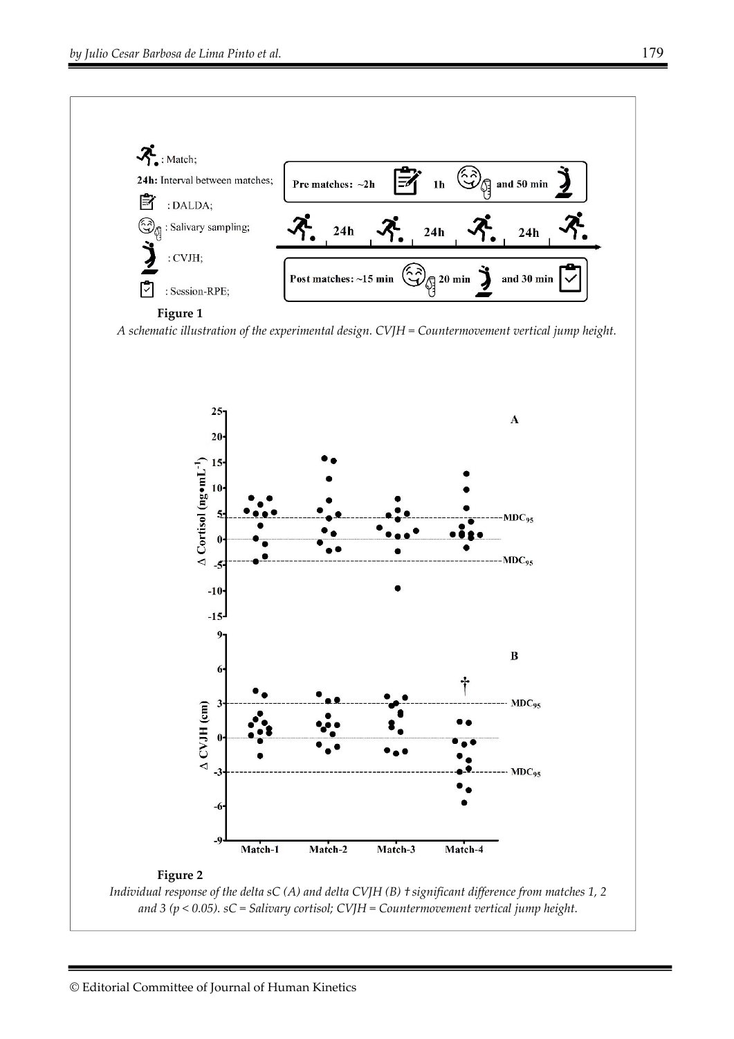**Figure 1**

*A schematic illustration of the experimental design. CVJH = Countermovement vertical jump height.*

**Figure 2**

*Individual response of the delta sC (A) and delta CVJH (B) † significant difference from matches 1, 2 and 3 ($p < 0.05$). sC = Salivary cortisol; CVJH = Countermovement vertical jump height.*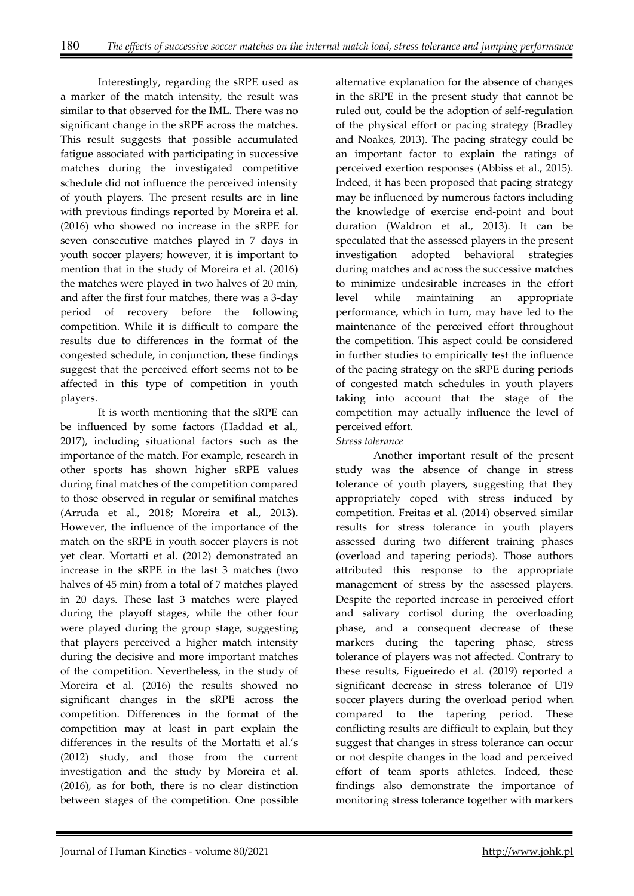Interestingly, regarding the sRPE used as a marker of the match intensity, the result was similar to that observed for the IML. There was no significant change in the sRPE across the matches. This result suggests that possible accumulated fatigue associated with participating in successive matches during the investigated competitive schedule did not influence the perceived intensity of youth players. The present results are in line with previous findings reported by Moreira et al. (2016) who showed no increase in the sRPE for seven consecutive matches played in 7 days in youth soccer players; however, it is important to mention that in the study of Moreira et al. (2016) the matches were played in two halves of 20 min, and after the first four matches, there was a 3-day period of recovery before the following competition. While it is difficult to compare the results due to differences in the format of the congested schedule, in conjunction, these findings suggest that the perceived effort seems not to be affected in this type of competition in youth players.

It is worth mentioning that the sRPE can be influenced by some factors (Haddad et al., 2017), including situational factors such as the importance of the match. For example, research in other sports has shown higher sRPE values during final matches of the competition compared to those observed in regular or semifinal matches (Arruda et al., 2018; Moreira et al., 2013). However, the influence of the importance of the match on the sRPE in youth soccer players is not yet clear. Mortatti et al. (2012) demonstrated an increase in the sRPE in the last 3 matches (two halves of 45 min) from a total of 7 matches played in 20 days. These last 3 matches were played during the playoff stages, while the other four were played during the group stage, suggesting that players perceived a higher match intensity during the decisive and more important matches of the competition. Nevertheless, in the study of Moreira et al. (2016) the results showed no significant changes in the sRPE across the competition. Differences in the format of the competition may at least in part explain the differences in the results of the Mortatti et al.'s (2012) study, and those from the current investigation and the study by Moreira et al. (2016), as for both, there is no clear distinction between stages of the competition. One possible alternative explanation for the absence of changes in the sRPE in the present study that cannot be ruled out, could be the adoption of self-regulation of the physical effort or pacing strategy (Bradley and Noakes, 2013). The pacing strategy could be an important factor to explain the ratings of perceived exertion responses (Abbiss et al., 2015). Indeed, it has been proposed that pacing strategy may be influenced by numerous factors including the knowledge of exercise end-point and bout duration (Waldron et al., 2013). It can be speculated that the assessed players in the present investigation adopted behavioral strategies during matches and across the successive matches to minimize undesirable increases in the effort level while maintaining an appropriate performance, which in turn, may have led to the maintenance of the perceived effort throughout the competition. This aspect could be considered in further studies to empirically test the influence of the pacing strategy on the sRPE during periods of congested match schedules in youth players taking into account that the stage of the competition may actually influence the level of perceived effort.

*Stress tolerance*

Another important result of the present study was the absence of change in stress tolerance of youth players, suggesting that they appropriately coped with stress induced by competition. Freitas et al. (2014) observed similar results for stress tolerance in youth players assessed during two different training phases (overload and tapering periods). Those authors attributed this response to the appropriate management of stress by the assessed players. Despite the reported increase in perceived effort and salivary cortisol during the overloading phase, and a consequent decrease of these markers during the tapering phase, stress tolerance of players was not affected. Contrary to these results, Figueiredo et al. (2019) reported a significant decrease in stress tolerance of U19 soccer players during the overload period when compared to the tapering period. These conflicting results are difficult to explain, but they suggest that changes in stress tolerance can occur or not despite changes in the load and perceived effort of team sports athletes. Indeed, these findings also demonstrate the importance of monitoring stress tolerance together with markers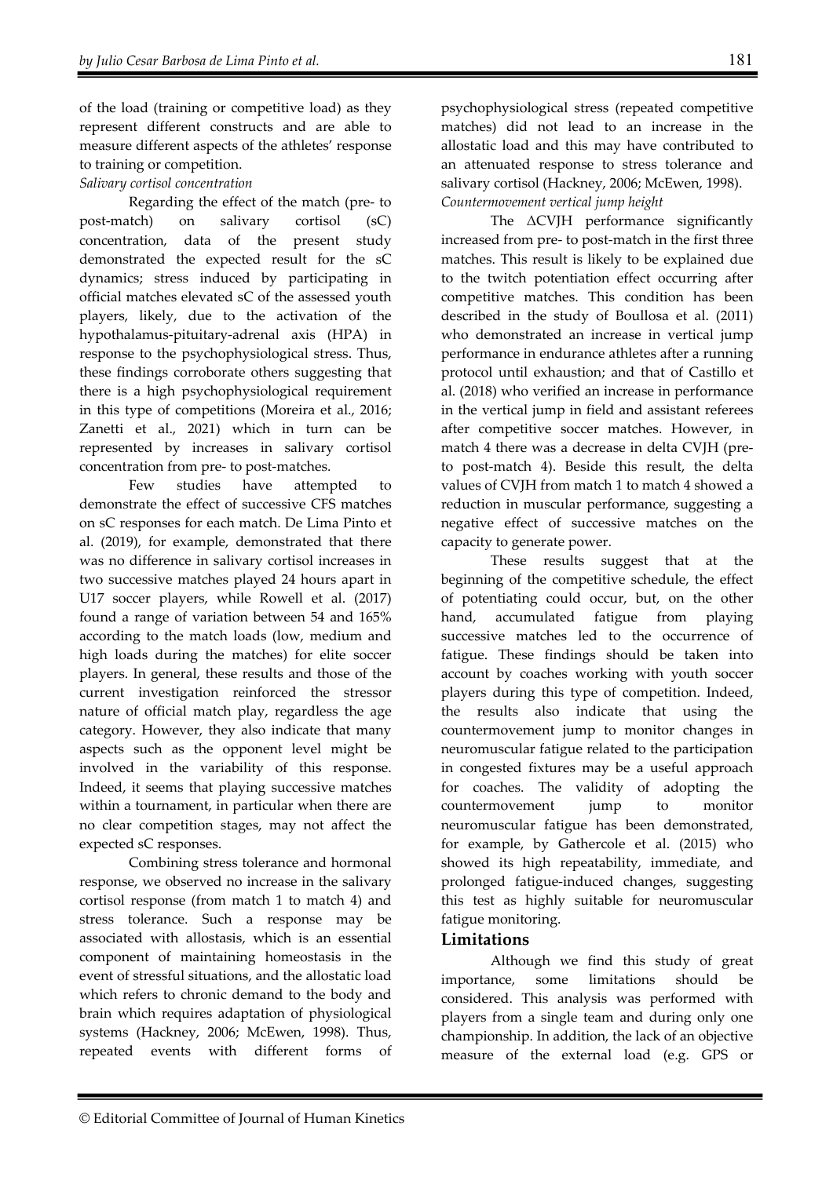of the load (training or competitive load) as they represent different constructs and are able to measure different aspects of the athletes' response to training or competition.

*Salivary cortisol concentration*

Regarding the effect of the match (pre- to post-match) on salivary cortisol (sC) concentration, data of the present study demonstrated the expected result for the sC dynamics; stress induced by participating in official matches elevated sC of the assessed youth players, likely, due to the activation of the hypothalamus-pituitary-adrenal axis (HPA) in response to the psychophysiological stress. Thus, these findings corroborate others suggesting that there is a high psychophysiological requirement in this type of competitions (Moreira et al., 2016; Zanetti et al., 2021) which in turn can be represented by increases in salivary cortisol concentration from pre- to post-matches.

Few studies have attempted to demonstrate the effect of successive CFS matches on sC responses for each match. De Lima Pinto et al. (2019), for example, demonstrated that there was no difference in salivary cortisol increases in two successive matches played 24 hours apart in U17 soccer players, while Rowell et al. (2017) found a range of variation between 54 and 165% according to the match loads (low, medium and high loads during the matches) for elite soccer players. In general, these results and those of the current investigation reinforced the stressor nature of official match play, regardless the age category. However, they also indicate that many aspects such as the opponent level might be involved in the variability of this response. Indeed, it seems that playing successive matches within a tournament, in particular when there are no clear competition stages, may not affect the expected sC responses.

Combining stress tolerance and hormonal response, we observed no increase in the salivary cortisol response (from match 1 to match 4) and stress tolerance. Such a response may be associated with allostasis, which is an essential component of maintaining homeostasis in the event of stressful situations, and the allostatic load which refers to chronic demand to the body and brain which requires adaptation of physiological systems (Hackney, 2006; McEwen, 1998). Thus, repeated events with different forms of psychophysiological stress (repeated competitive matches) did not lead to an increase in the allostatic load and this may have contributed to an attenuated response to stress tolerance and salivary cortisol (Hackney, 2006; McEwen, 1998).

*Countermovement vertical jump height*

The ΔCVJH performance significantly increased from pre- to post-match in the first three matches. This result is likely to be explained due to the twitch potentiation effect occurring after competitive matches. This condition has been described in the study of Boullosa et al. (2011) who demonstrated an increase in vertical jump performance in endurance athletes after a running protocol until exhaustion; and that of Castillo et al. (2018) who verified an increase in performance in the vertical jump in field and assistant referees after competitive soccer matches. However, in match 4 there was a decrease in delta CVJH (pre- to post-match 4). Beside this result, the delta values of CVJH from match 1 to match 4 showed a reduction in muscular performance, suggesting a negative effect of successive matches on the capacity to generate power.

These results suggest that at the beginning of the competitive schedule, the effect of potentiating could occur, but, on the other hand, accumulated fatigue from playing successive matches led to the occurrence of fatigue. These findings should be taken into account by coaches working with youth soccer players during this type of competition. Indeed, the results also indicate that using the countermovement jump to monitor changes in neuromuscular fatigue related to the participation in congested fixtures may be a useful approach for coaches. The validity of adopting the countermovement jump to monitor neuromuscular fatigue has been demonstrated, for example, by Gathercole et al. (2015) who showed its high repeatability, immediate, and prolonged fatigue-induced changes, suggesting this test as highly suitable for neuromuscular fatigue monitoring.

## Limitations

Although we find this study of great importance, some limitations should be considered. This analysis was performed with players from a single team and during only one championship. In addition, the lack of an objective measure of the external load (e.g. GPS or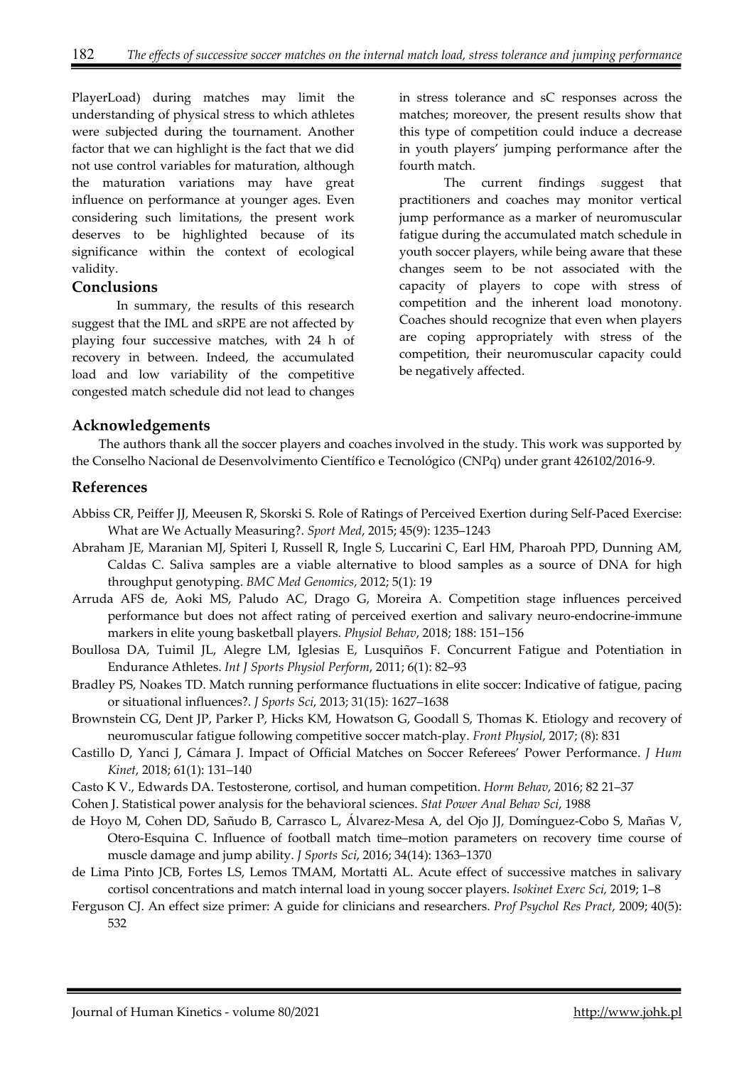PlayerLoad) during matches may limit the understanding of physical stress to which athletes were subjected during the tournament. Another factor that we can highlight is the fact that we did not use control variables for maturation, although the maturation variations may have great influence on performance at younger ages. Even considering such limitations, the present work deserves to be highlighted because of its significance within the context of ecological validity.

## Conclusions

In summary, the results of this research suggest that the IML and sRPE are not affected by playing four successive matches, with 24 h of recovery in between. Indeed, the accumulated load and low variability of the competitive congested match schedule did not lead to changes in stress tolerance and sC responses across the matches; moreover, the present results show that this type of competition could induce a decrease in youth players' jumping performance after the fourth match.

The current findings suggest that practitioners and coaches may monitor vertical jump performance as a marker of neuromuscular fatigue during the accumulated match schedule in youth soccer players, while being aware that these changes seem to be not associated with the capacity of players to cope with stress of competition and the inherent load monotony. Coaches should recognize that even when players are coping appropriately with stress of the competition, their neuromuscular capacity could be negatively affected.

## Acknowledgements

The authors thank all the soccer players and coaches involved in the study. This work was supported by the Conselho Nacional de Desenvolvimento Científico e Tecnológico (CNPq) under grant 426102/2016-9.

## References

Abbiss CR, Peiffer JJ, Meeusen R, Skorski S. Role of Ratings of Perceived Exertion during Self-Paced Exercise: What are We Actually Measuring?. *Sport Med*, 2015; 45(9): 1235–1243

Abraham JE, Maranian MJ, Spiteri I, Russell R, Ingle S, Luccarini C, Earl HM, Pharoah PPD, Dunning AM, Caldas C. Saliva samples are a viable alternative to blood samples as a source of DNA for high throughput genotyping. *BMC Med Genomics*, 2012; 5(1): 19

Arruda AFS de, Aoki MS, Paludo AC, Drago G, Moreira A. Competition stage influences perceived performance but does not affect rating of perceived exertion and salivary neuro-endocrine-immune markers in elite young basketball players. *Physiol Behav*, 2018; 188: 151–156

Boullosa DA, Tuimil JL, Alegre LM, Iglesias E, Lusquiños F. Concurrent Fatigue and Potentiation in Endurance Athletes. *Int J Sports Physiol Perform*, 2011; 6(1): 82–93

Bradley PS, Noakes TD. Match running performance fluctuations in elite soccer: Indicative of fatigue, pacing or situational influences?. *J Sports Sci*, 2013; 31(15): 1627–1638

Brownstein CG, Dent JP, Parker P, Hicks KM, Howatson G, Goodall S, Thomas K. Etiology and recovery of neuromuscular fatigue following competitive soccer match-play. *Front Physiol*, 2017; (8): 831

Castillo D, Yanci J, Cámara J. Impact of Official Matches on Soccer Referees' Power Performance. *J Hum Kinet*, 2018; 61(1): 131–140

Casto K V., Edwards DA. Testosterone, cortisol, and human competition. *Horm Behav*, 2016; 82 21–37

Cohen J. Statistical power analysis for the behavioral sciences. *Stat Power Anal Behav Sci*, 1988

de Hoyo M, Cohen DD, Sañudo B, Carrasco L, Álvarez-Mesa A, del Ojo JJ, Domínguez-Cobo S, Mañas V, Otero-Esquina C. Influence of football match time–motion parameters on recovery time course of muscle damage and jump ability. *J Sports Sci*, 2016; 34(14): 1363–1370

de Lima Pinto JCB, Fortes LS, Lemos TMAM, Mortatti AL. Acute effect of successive matches in salivary cortisol concentrations and match internal load in young soccer players. *Isokinet Exerc Sci*, 2019; 1–8

Ferguson CJ. An effect size primer: A guide for clinicians and researchers. *Prof Psychol Res Pract*, 2009; 40(5): 532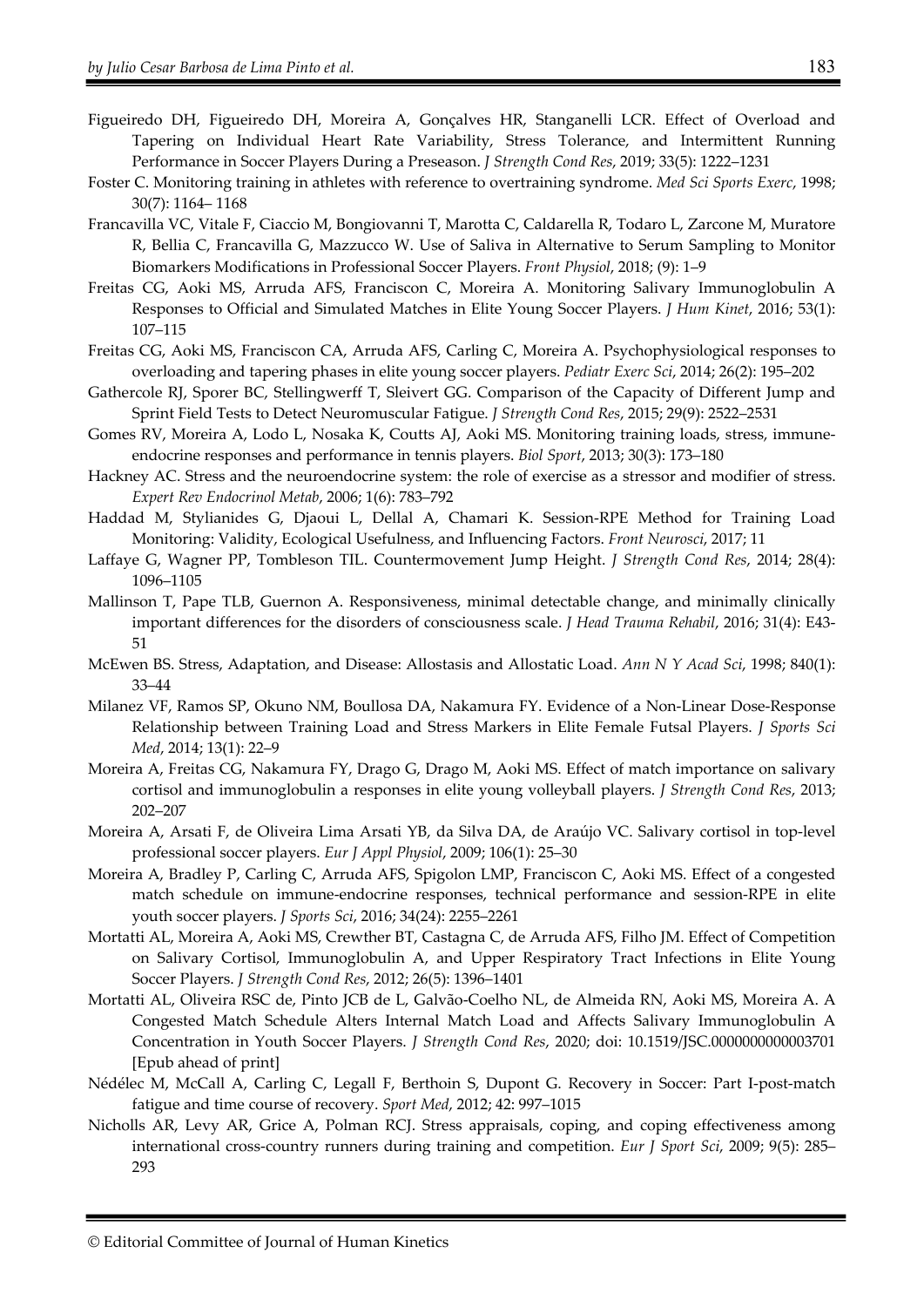Figueiredo DH, Figueiredo DH, Moreira A, Gonçalves HR, Stanganelli LCR. Effect of Overload and Tapering on Individual Heart Rate Variability, Stress Tolerance, and Intermittent Running Performance in Soccer Players During a Preseason. *J Strength Cond Res*, 2019; 33(5): 1222–1231

Foster C. Monitoring training in athletes with reference to overtraining syndrome. *Med Sci Sports Exerc*, 1998; 30(7): 1164– 1168

Francavilla VC, Vitale F, Ciaccio M, Bongiovanni T, Marotta C, Caldarella R, Todaro L, Zarcone M, Muratore R, Bellia C, Francavilla G, Mazzucco W. Use of Saliva in Alternative to Serum Sampling to Monitor Biomarkers Modifications in Professional Soccer Players. *Front Physiol*, 2018; (9): 1–9

Freitas CG, Aoki MS, Arruda AFS, Franciscon C, Moreira A. Monitoring Salivary Immunoglobulin A Responses to Official and Simulated Matches in Elite Young Soccer Players. *J Hum Kinet*, 2016; 53(1): 107–115

Freitas CG, Aoki MS, Franciscon CA, Arruda AFS, Carling C, Moreira A. Psychophysiological responses to overloading and tapering phases in elite young soccer players. *Pediatr Exerc Sci*, 2014; 26(2): 195–202

Gathercole RJ, Sporer BC, Stellingwerff T, Sleivert GG. Comparison of the Capacity of Different Jump and Sprint Field Tests to Detect Neuromuscular Fatigue. *J Strength Cond Res*, 2015; 29(9): 2522–2531

Gomes RV, Moreira A, Lodo L, Nosaka K, Coutts AJ, Aoki MS. Monitoring training loads, stress, immune-endocrine responses and performance in tennis players. *Biol Sport*, 2013; 30(3): 173–180

Hackney AC. Stress and the neuroendocrine system: the role of exercise as a stressor and modifier of stress. *Expert Rev Endocrinol Metab*, 2006; 1(6): 783–792

Haddad M, Stylianides G, Djaoui L, Dellal A, Chamari K. Session-RPE Method for Training Load Monitoring: Validity, Ecological Usefulness, and Influencing Factors. *Front Neurosci*, 2017; 11

Laffaye G, Wagner PP, Tombleson TIL. Countermovement Jump Height. *J Strength Cond Res*, 2014; 28(4): 1096–1105

Mallinson T, Pape TLB, Guernon A. Responsiveness, minimal detectable change, and minimally clinically important differences for the disorders of consciousness scale. *J Head Trauma Rehabil*, 2016; 31(4): E43-51

McEwen BS. Stress, Adaptation, and Disease: Allostasis and Allostatic Load. *Ann N Y Acad Sci*, 1998; 840(1): 33–44

Milanez VF, Ramos SP, Okuno NM, Boullosa DA, Nakamura FY. Evidence of a Non-Linear Dose-Response Relationship between Training Load and Stress Markers in Elite Female Futsal Players. *J Sports Sci Med*, 2014; 13(1): 22–9

Moreira A, Freitas CG, Nakamura FY, Drago G, Drago M, Aoki MS. Effect of match importance on salivary cortisol and immunoglobulin a responses in elite young volleyball players. *J Strength Cond Res*, 2013; 202–207

Moreira A, Arsati F, de Oliveira Lima Arsati YB, da Silva DA, de Araújo VC. Salivary cortisol in top-level professional soccer players. *Eur J Appl Physiol*, 2009; 106(1): 25–30

Moreira A, Bradley P, Carling C, Arruda AFS, Spigolon LMP, Franciscon C, Aoki MS. Effect of a congested match schedule on immune-endocrine responses, technical performance and session-RPE in elite youth soccer players. *J Sports Sci*, 2016; 34(24): 2255–2261

Mortatti AL, Moreira A, Aoki MS, Crewther BT, Castagna C, de Arruda AFS, Filho JM. Effect of Competition on Salivary Cortisol, Immunoglobulin A, and Upper Respiratory Tract Infections in Elite Young Soccer Players. *J Strength Cond Res*, 2012; 26(5): 1396–1401

Mortatti AL, Oliveira RSC de, Pinto JCB de L, Galvão-Coelho NL, de Almeida RN, Aoki MS, Moreira A. A Congested Match Schedule Alters Internal Match Load and Affects Salivary Immunoglobulin A Concentration in Youth Soccer Players. *J Strength Cond Res*, 2020; doi: 10.1519/JSC.0000000000003701 [Epub ahead of print]

Nédélec M, McCall A, Carling C, Legall F, Berthoin S, Dupont G. Recovery in Soccer: Part I-post-match fatigue and time course of recovery. *Sport Med*, 2012; 42: 997–1015

Nicholls AR, Levy AR, Grice A, Polman RCJ. Stress appraisals, coping, and coping effectiveness among international cross-country runners during training and competition. *Eur J Sport Sci*, 2009; 9(5): 285–293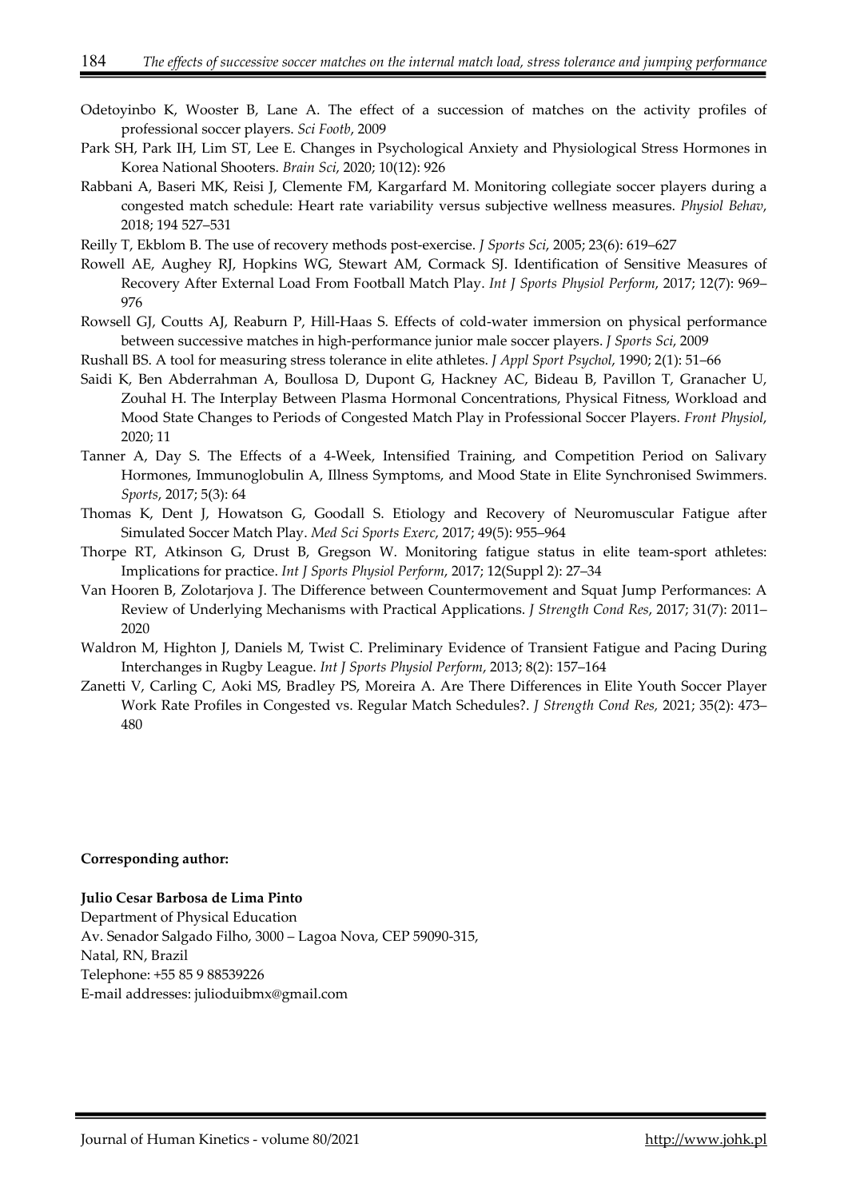Odetoyinbo K, Wooster B, Lane A. The effect of a succession of matches on the activity profiles of professional soccer players. *Sci Footb*, 2009

Park SH, Park IH, Lim ST, Lee E. Changes in Psychological Anxiety and Physiological Stress Hormones in Korea National Shooters. *Brain Sci*, 2020; 10(12): 926

Rabbani A, Baseri MK, Reisi J, Clemente FM, Kargarfard M. Monitoring collegiate soccer players during a congested match schedule: Heart rate variability versus subjective wellness measures. *Physiol Behav*, 2018; 194 527–531

Reilly T, Ekblom B. The use of recovery methods post-exercise. *J Sports Sci*, 2005; 23(6): 619–627

Rowell AE, Aughey RJ, Hopkins WG, Stewart AM, Cormack SJ. Identification of Sensitive Measures of Recovery After External Load From Football Match Play. *Int J Sports Physiol Perform*, 2017; 12(7): 969–976

Rowsell GJ, Coutts AJ, Reaburn P, Hill-Haas S. Effects of cold-water immersion on physical performance between successive matches in high-performance junior male soccer players. *J Sports Sci*, 2009

Rushall BS. A tool for measuring stress tolerance in elite athletes. *J Appl Sport Psychol*, 1990; 2(1): 51–66

Saidi K, Ben Abderrahman A, Boullosa D, Dupont G, Hackney AC, Bideau B, Pavillon T, Granacher U, Zouhal H. The Interplay Between Plasma Hormonal Concentrations, Physical Fitness, Workload and Mood State Changes to Periods of Congested Match Play in Professional Soccer Players. *Front Physiol*, 2020; 11

Tanner A, Day S. The Effects of a 4-Week, Intensified Training, and Competition Period on Salivary Hormones, Immunoglobulin A, Illness Symptoms, and Mood State in Elite Synchronised Swimmers. *Sports*, 2017; 5(3): 64

Thomas K, Dent J, Howatson G, Goodall S. Etiology and Recovery of Neuromuscular Fatigue after Simulated Soccer Match Play. *Med Sci Sports Exerc*, 2017; 49(5): 955–964

Thorpe RT, Atkinson G, Drust B, Gregson W. Monitoring fatigue status in elite team-sport athletes: Implications for practice. *Int J Sports Physiol Perform*, 2017; 12(Suppl 2): 27–34

Van Hooren B, Zolotarjova J. The Difference between Countermovement and Squat Jump Performances: A Review of Underlying Mechanisms with Practical Applications. *J Strength Cond Res*, 2017; 31(7): 2011–2020

Waldron M, Highton J, Daniels M, Twist C. Preliminary Evidence of Transient Fatigue and Pacing During Interchanges in Rugby League. *Int J Sports Physiol Perform*, 2013; 8(2): 157–164

Zanetti V, Carling C, Aoki MS, Bradley PS, Moreira A. Are There Differences in Elite Youth Soccer Player Work Rate Profiles in Congested vs. Regular Match Schedules?. *J Strength Cond Res,* 2021; 35(2): 473–480

**Corresponding author:**

**Julio Cesar Barbosa de Lima Pinto**
Department of Physical Education
Av. Senador Salgado Filho, 3000 – Lagoa Nova, CEP 59090-315,
Natal, RN, Brazil
Telephone: +55 85 9 88539226
E-mail addresses: julioduibmx@gmail.com